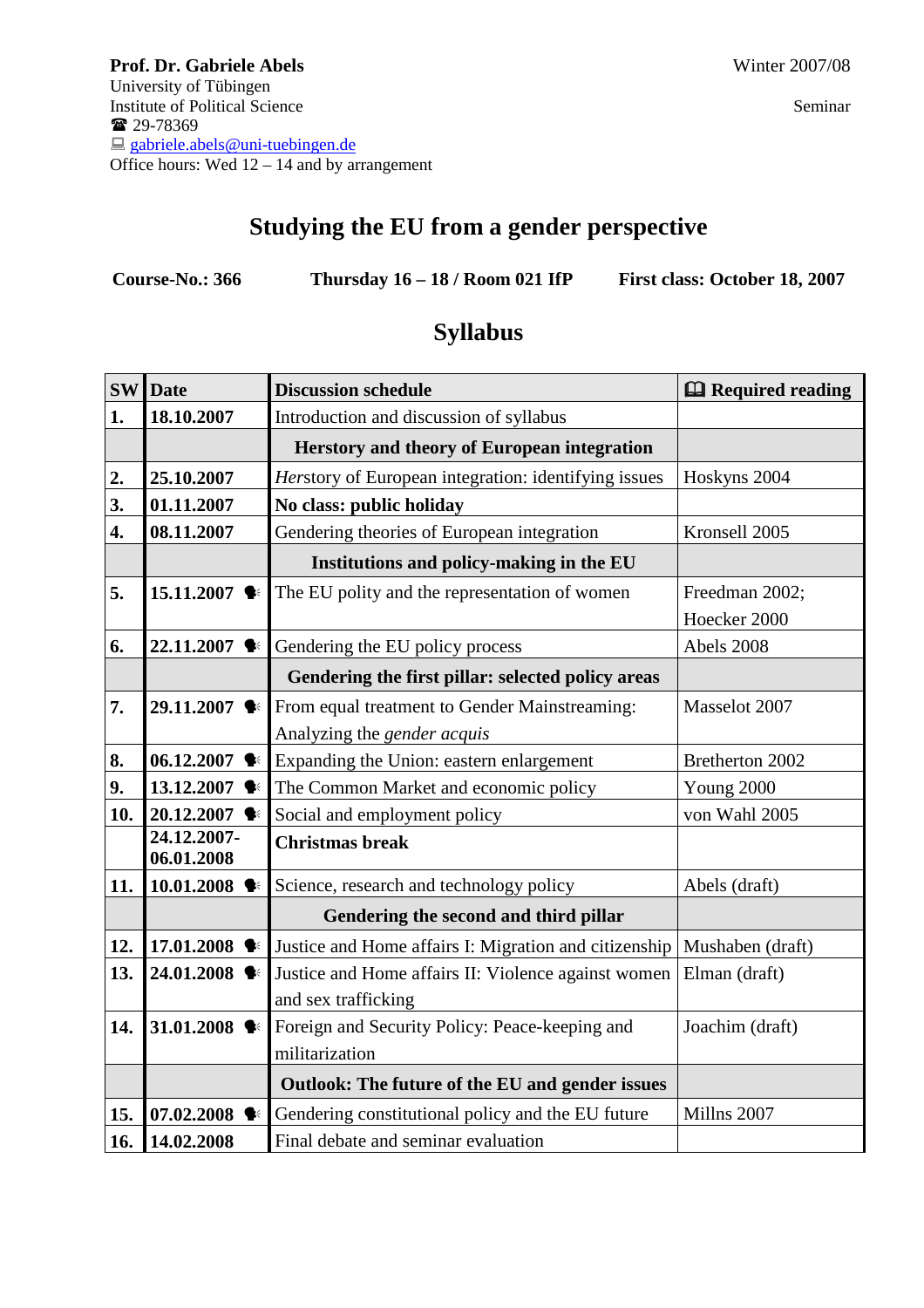**Prof. Dr. Gabriele Abels**
University of Tübingen
Institute of Political Science
☎ 29-78369
gabriele.abels@uni-tuebingen.de
Office hours: Wed 12 – 14 and by arrangement

Winter 2007/08

Seminar

# Studying the EU from a gender perspective

**Course-No.: 366** **Thursday 16 – 18 / Room 021 IfP** **First class: October 18, 2007**

## Syllabus

| SW | Date | Discussion schedule | Required reading |
|---|---|---|---|
| **1.** | **18.10.2007** | Introduction and discussion of syllabus | |
| | | **Herstory and theory of European integration** | |
| **2.** | **25.10.2007** | *Her*story of European integration: identifying issues | Hoskyns 2004 |
| **3.** | **01.11.2007** | **No class: public holiday** | |
| **4.** | **08.11.2007** | Gendering theories of European integration | Kronsell 2005 |
| | | **Institutions and policy-making in the EU** | |
| **5.** | **15.11.2007** | The EU polity and the representation of women | Freedman 2002; Hoecker 2000 |
| **6.** | **22.11.2007** | Gendering the EU policy process | Abels 2008 |
| | | **Gendering the first pillar: selected policy areas** | |
| **7.** | **29.11.2007** | From equal treatment to Gender Mainstreaming: Analyzing the *gender acquis* | Masselot 2007 |
| **8.** | **06.12.2007** | Expanding the Union: eastern enlargement | Bretherton 2002 |
| **9.** | **13.12.2007** | The Common Market and economic policy | Young 2000 |
| **10.** | **20.12.2007** | Social and employment policy | von Wahl 2005 |
| | **24.12.2007-06.01.2008** | **Christmas break** | |
| **11.** | **10.01.2008** | Science, research and technology policy | Abels (draft) |
| | | **Gendering the second and third pillar** | |
| **12.** | **17.01.2008** | Justice and Home affairs I: Migration and citizenship | Mushaben (draft) |
| **13.** | **24.01.2008** | Justice and Home affairs II: Violence against women and sex trafficking | Elman (draft) |
| **14.** | **31.01.2008** | Foreign and Security Policy: Peace-keeping and militarization | Joachim (draft) |
| | | **Outlook: The future of the EU and gender issues** | |
| **15.** | **07.02.2008** | Gendering constitutional policy and the EU future | Millns 2007 |
| **16.** | **14.02.2008** | Final debate and seminar evaluation | |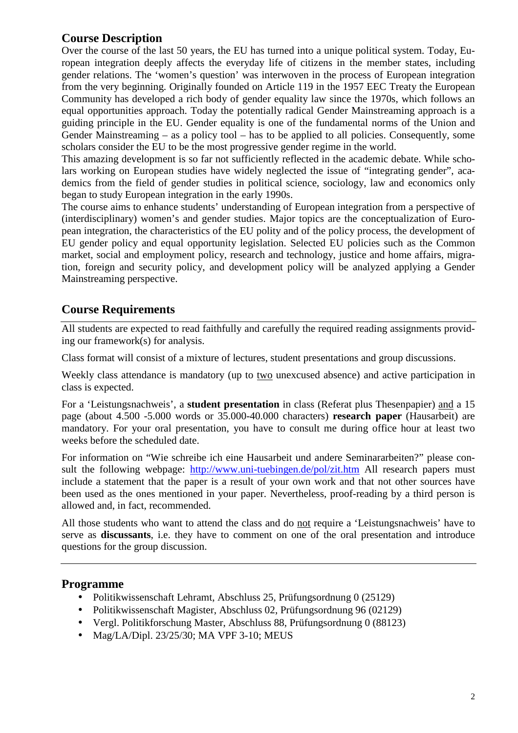## Course Description

Over the course of the last 50 years, the EU has turned into a unique political system. Today, European integration deeply affects the everyday life of citizens in the member states, including gender relations. The 'women's question' was interwoven in the process of European integration from the very beginning. Originally founded on Article 119 in the 1957 EEC Treaty the European Community has developed a rich body of gender equality law since the 1970s, which follows an equal opportunities approach. Today the potentially radical Gender Mainstreaming approach is a guiding principle in the EU. Gender equality is one of the fundamental norms of the Union and Gender Mainstreaming – as a policy tool – has to be applied to all policies. Consequently, some scholars consider the EU to be the most progressive gender regime in the world.

This amazing development is so far not sufficiently reflected in the academic debate. While scholars working on European studies have widely neglected the issue of "integrating gender", academics from the field of gender studies in political science, sociology, law and economics only began to study European integration in the early 1990s.

The course aims to enhance students' understanding of European integration from a perspective of (interdisciplinary) women's and gender studies. Major topics are the conceptualization of European integration, the characteristics of the EU polity and of the policy process, the development of EU gender policy and equal opportunity legislation. Selected EU policies such as the Common market, social and employment policy, research and technology, justice and home affairs, migration, foreign and security policy, and development policy will be analyzed applying a Gender Mainstreaming perspective.

## Course Requirements

All students are expected to read faithfully and carefully the required reading assignments providing our framework(s) for analysis.

Class format will consist of a mixture of lectures, student presentations and group discussions.

Weekly class attendance is mandatory (up to two unexcused absence) and active participation in class is expected.

For a 'Leistungsnachweis', a **student presentation** in class (Referat plus Thesenpapier) and a 15 page (about 4.500 -5.000 words or 35.000-40.000 characters) **research paper** (Hausarbeit) are mandatory. For your oral presentation, you have to consult me during office hour at least two weeks before the scheduled date.

For information on "Wie schreibe ich eine Hausarbeit und andere Seminararbeiten?" please consult the following webpage: http://www.uni-tuebingen.de/pol/zit.htm All research papers must include a statement that the paper is a result of your own work and that not other sources have been used as the ones mentioned in your paper. Nevertheless, proof-reading by a third person is allowed and, in fact, recommended.

All those students who want to attend the class and do not require a 'Leistungsnachweis' have to serve as **discussants**, i.e. they have to comment on one of the oral presentation and introduce questions for the group discussion.

## Programme

- Politikwissenschaft Lehramt, Abschluss 25, Prüfungsordnung 0 (25129)
- Politikwissenschaft Magister, Abschluss 02, Prüfungsordnung 96 (02129)
- Vergl. Politikforschung Master, Abschluss 88, Prüfungsordnung 0 (88123)
- Mag/LA/Dipl. 23/25/30; MA VPF 3-10; MEUS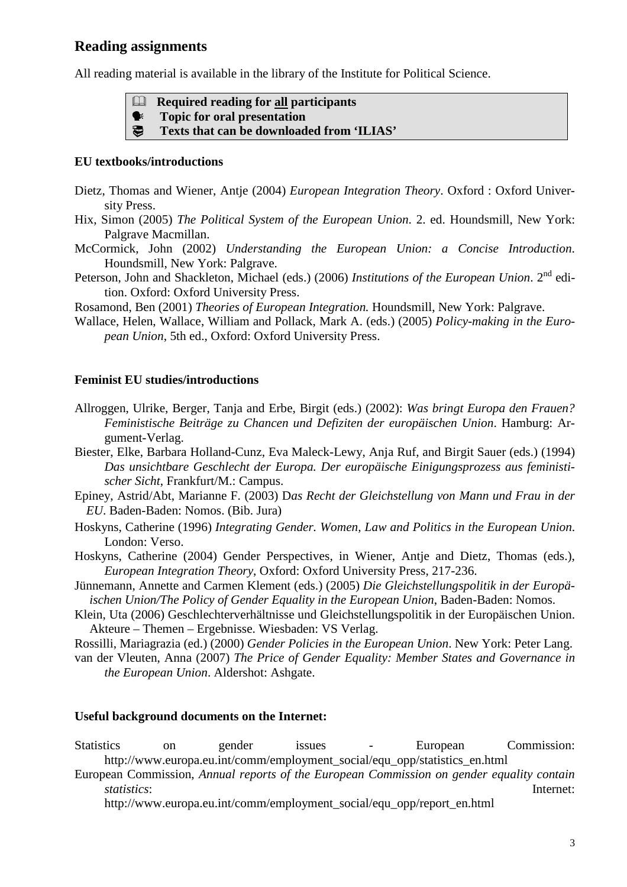## Reading assignments

All reading material is available in the library of the Institute for Political Science.

> 🕮 **Required reading for <u>all</u> participants**
> 🗣 **Topic for oral presentation**
> 📚 **Texts that can be downloaded from 'ILIAS'**

### EU textbooks/introductions

Dietz, Thomas and Wiener, Antje (2004) *European Integration Theory*. Oxford : Oxford University Press.

Hix, Simon (2005) *The Political System of the European Union*. 2. ed. Houndsmill, New York: Palgrave Macmillan.

McCormick, John (2002) *Understanding the European Union: a Concise Introduction*. Houndsmill, New York: Palgrave.

Peterson, John and Shackleton, Michael (eds.) (2006) *Institutions of the European Union*. 2nd edition. Oxford: Oxford University Press.

Rosamond, Ben (2001) *Theories of European Integration.* Houndsmill, New York: Palgrave.

Wallace, Helen, Wallace, William and Pollack, Mark A. (eds.) (2005) *Policy-making in the European Union*, 5th ed., Oxford: Oxford University Press.

### Feminist EU studies/introductions

Allroggen, Ulrike, Berger, Tanja and Erbe, Birgit (eds.) (2002): *Was bringt Europa den Frauen? Feministische Beiträge zu Chancen und Defiziten der europäischen Union*. Hamburg: Argument-Verlag.

Biester, Elke, Barbara Holland-Cunz, Eva Maleck-Lewy, Anja Ruf, and Birgit Sauer (eds.) (1994) *Das unsichtbare Geschlecht der Europa. Der europäische Einigungsprozess aus feministischer Sicht*, Frankfurt/M.: Campus.

Epiney, Astrid/Abt, Marianne F. (2003) D*as Recht der Gleichstellung von Mann und Frau in der EU*. Baden-Baden: Nomos. (Bib. Jura)

Hoskyns, Catherine (1996) *Integrating Gender. Women, Law and Politics in the European Union*. London: Verso.

Hoskyns, Catherine (2004) Gender Perspectives, in Wiener, Antje and Dietz, Thomas (eds.), *European Integration Theory*, Oxford: Oxford University Press, 217-236.

Jünnemann, Annette and Carmen Klement (eds.) (2005) *Die Gleichstellungspolitik in der Europäischen Union/The Policy of Gender Equality in the European Union*, Baden-Baden: Nomos.

Klein, Uta (2006) Geschlechterverhältnisse und Gleichstellungspolitik in der Europäischen Union. Akteure – Themen – Ergebnisse. Wiesbaden: VS Verlag.

Rossilli, Mariagrazia (ed.) (2000) *Gender Policies in the European Union*. New York: Peter Lang.

van der Vleuten, Anna (2007) *The Price of Gender Equality: Member States and Governance in the European Union*. Aldershot: Ashgate.

### Useful background documents on the Internet:

Statistics on gender issues - European Commission: http://www.europa.eu.int/comm/employment_social/equ_opp/statistics_en.html

European Commission, *Annual reports of the European Commission on gender equality contain statistics*: Internet: http://www.europa.eu.int/comm/employment_social/equ_opp/report_en.html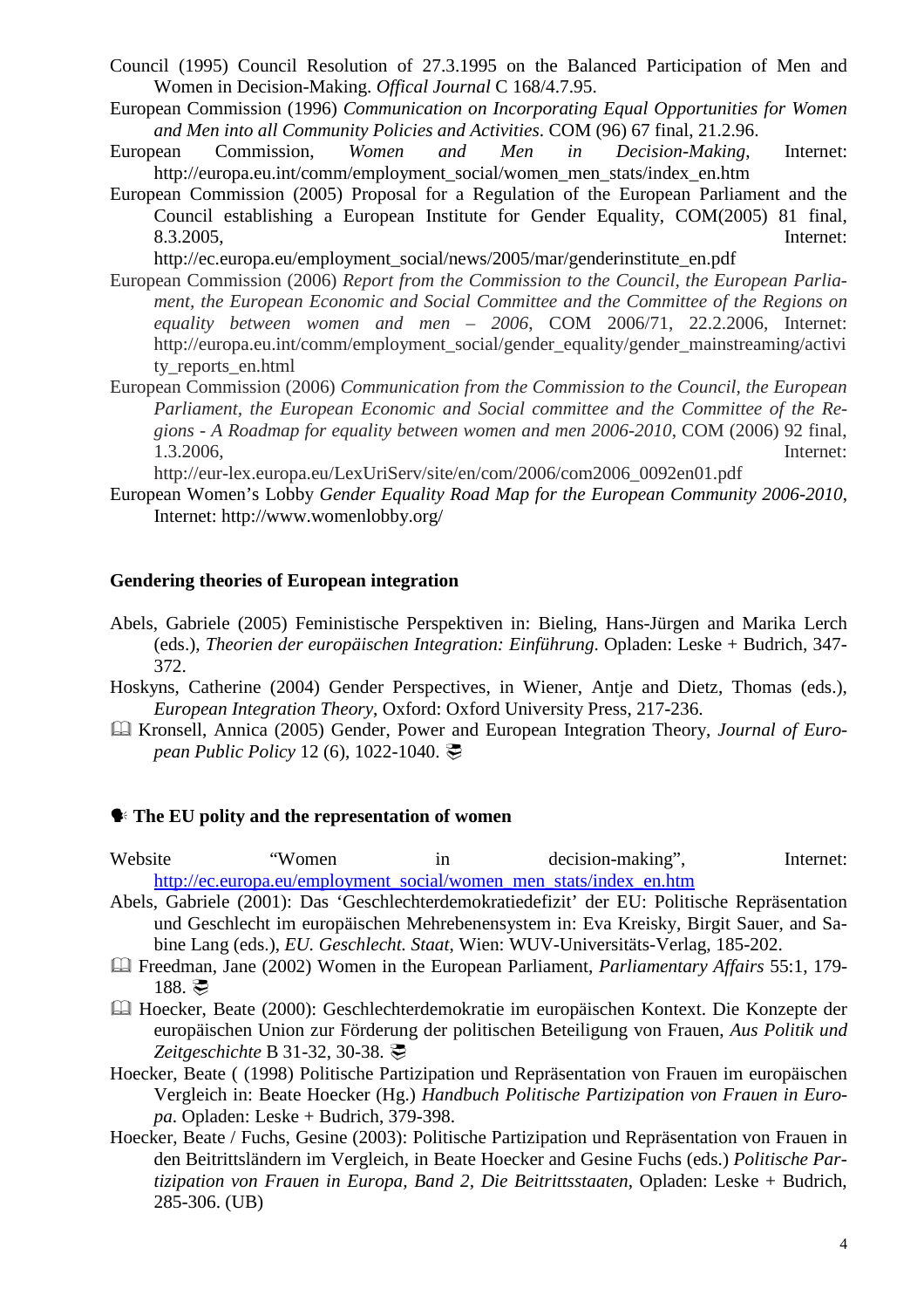Council (1995) Council Resolution of 27.3.1995 on the Balanced Participation of Men and Women in Decision-Making. *Offical Journal* C 168/4.7.95.

European Commission (1996) *Communication on Incorporating Equal Opportunities for Women and Men into all Community Policies and Activities*. COM (96) 67 final, 21.2.96.

European Commission, *Women and Men in Decision-Making*, Internet: http://europa.eu.int/comm/employment_social/women_men_stats/index_en.htm

European Commission (2005) Proposal for a Regulation of the European Parliament and the Council establishing a European Institute for Gender Equality, COM(2005) 81 final, 8.3.2005, Internet: http://ec.europa.eu/employment_social/news/2005/mar/genderinstitute_en.pdf

European Commission (2006) *Report from the Commission to the Council, the European Parliament, the European Economic and Social Committee and the Committee of the Regions on equality between women and men – 2006*, COM 2006/71, 22.2.2006, Internet: http://europa.eu.int/comm/employment_social/gender_equality/gender_mainstreaming/activity_reports_en.html

European Commission (2006) *Communication from the Commission to the Council, the European Parliament, the European Economic and Social committee and the Committee of the Regions - A Roadmap for equality between women and men 2006-2010*, COM (2006) 92 final, 1.3.2006, Internet: http://eur-lex.europa.eu/LexUriServ/site/en/com/2006/com2006_0092en01.pdf

European Women's Lobby *Gender Equality Road Map for the European Community 2006-2010*, Internet: http://www.womenlobby.org/

### Gendering theories of European integration

Abels, Gabriele (2005) Feministische Perspektiven in: Bieling, Hans-Jürgen and Marika Lerch (eds.), *Theorien der europäischen Integration: Einführung*. Opladen: Leske + Budrich, 347-372.

Hoskyns, Catherine (2004) Gender Perspectives, in Wiener, Antje and Dietz, Thomas (eds.), *European Integration Theory*, Oxford: Oxford University Press, 217-236.

🕮 Kronsell, Annica (2005) Gender, Power and European Integration Theory, *Journal of European Public Policy* 12 (6), 1022-1040. 📚

### 🗣 The EU polity and the representation of women

Website "Women in decision-making", Internet: http://ec.europa.eu/employment_social/women_men_stats/index_en.htm

Abels, Gabriele (2001): Das 'Geschlechterdemokratiedefizit' der EU: Politische Repräsentation und Geschlecht im europäischen Mehrebenensystem in: Eva Kreisky, Birgit Sauer, and Sabine Lang (eds.), *EU. Geschlecht. Staat*, Wien: WUV-Universitäts-Verlag, 185-202.

🕮 Freedman, Jane (2002) Women in the European Parliament, *Parliamentary Affairs* 55:1, 179-188. 📚

🕮 Hoecker, Beate (2000): Geschlechterdemokratie im europäischen Kontext. Die Konzepte der europäischen Union zur Förderung der politischen Beteiligung von Frauen, *Aus Politik und Zeitgeschichte* B 31-32, 30-38. 📚

Hoecker, Beate ( (1998) Politische Partizipation und Repräsentation von Frauen im europäischen Vergleich in: Beate Hoecker (Hg.) *Handbuch Politische Partizipation von Frauen in Europa*. Opladen: Leske + Budrich, 379-398.

Hoecker, Beate / Fuchs, Gesine (2003): Politische Partizipation und Repräsentation von Frauen in den Beitrittsländern im Vergleich, in Beate Hoecker and Gesine Fuchs (eds.) *Politische Partizipation von Frauen in Europa, Band 2, Die Beitrittsstaaten*, Opladen: Leske + Budrich, 285-306. (UB)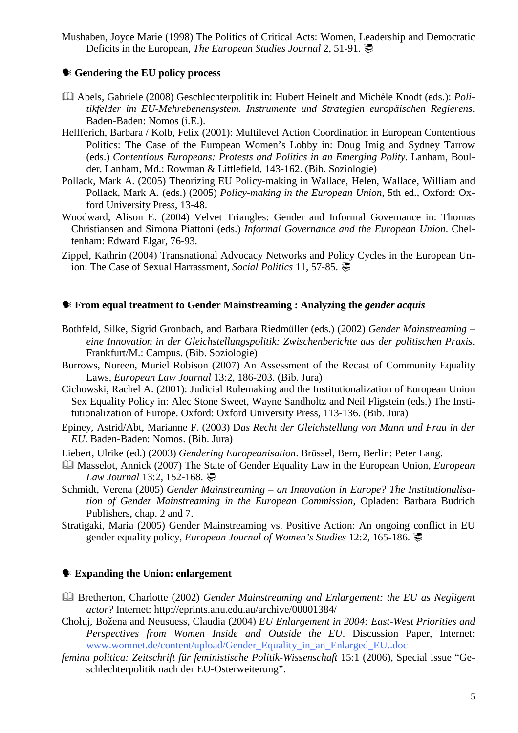Mushaben, Joyce Marie (1998) The Politics of Critical Acts: Women, Leadership and Democratic Deficits in the European, *The European Studies Journal* 2, 51-91. 📚

### 🗣 Gendering the EU policy process

📖 Abels, Gabriele (2008) Geschlechterpolitik in: Hubert Heinelt and Michèle Knodt (eds.): *Politikfelder im EU-Mehrebenensystem. Instrumente und Strategien europäischen Regierens*. Baden-Baden: Nomos (i.E.).

Helfferich, Barbara / Kolb, Felix (2001): Multilevel Action Coordination in European Contentious Politics: The Case of the European Women's Lobby in: Doug Imig and Sydney Tarrow (eds.) *Contentious Europeans: Protests and Politics in an Emerging Polity*. Lanham, Boulder, Lanham, Md.: Rowman & Littlefield, 143-162. (Bib. Soziologie)

Pollack, Mark A. (2005) Theorizing EU Policy-making in Wallace, Helen, Wallace, William and Pollack, Mark A. (eds.) (2005) *Policy-making in the European Union*, 5th ed., Oxford: Oxford University Press, 13-48.

Woodward, Alison E. (2004) Velvet Triangles: Gender and Informal Governance in: Thomas Christiansen and Simona Piattoni (eds.) *Informal Governance and the European Union*. Cheltenham: Edward Elgar, 76-93.

Zippel, Kathrin (2004) Transnational Advocacy Networks and Policy Cycles in the European Union: The Case of Sexual Harrassment, *Social Politics* 11, 57-85. 📚

### 🗣 From equal treatment to Gender Mainstreaming : Analyzing the *gender acquis*

Bothfeld, Silke, Sigrid Gronbach, and Barbara Riedmüller (eds.) (2002) *Gender Mainstreaming – eine Innovation in der Gleichstellungspolitik: Zwischenberichte aus der politischen Praxis*. Frankfurt/M.: Campus. (Bib. Soziologie)

Burrows, Noreen, Muriel Robison (2007) An Assessment of the Recast of Community Equality Laws, *European Law Journal* 13:2, 186-203. (Bib. Jura)

Cichowski, Rachel A. (2001): Judicial Rulemaking and the Institutionalization of European Union Sex Equality Policy in: Alec Stone Sweet, Wayne Sandholtz and Neil Fligstein (eds.) The Institutionalization of Europe. Oxford: Oxford University Press, 113-136. (Bib. Jura)

Epiney, Astrid/Abt, Marianne F. (2003) D*as Recht der Gleichstellung von Mann und Frau in der EU*. Baden-Baden: Nomos. (Bib. Jura)

Liebert, Ulrike (ed.) (2003) *Gendering Europeanisation*. Brüssel, Bern, Berlin: Peter Lang.

📖 Masselot, Annick (2007) The State of Gender Equality Law in the European Union, *European Law Journal* 13:2, 152-168. 📚

Schmidt, Verena (2005) *Gender Mainstreaming – an Innovation in Europe? The Institutionalisation of Gender Mainstreaming in the European Commission*, Opladen: Barbara Budrich Publishers, chap. 2 and 7.

Stratigaki, Maria (2005) Gender Mainstreaming vs. Positive Action: An ongoing conflict in EU gender equality policy, *European Journal of Women's Studies* 12:2, 165-186. 📚

### 🗣 Expanding the Union: enlargement

📖 Bretherton, Charlotte (2002) *Gender Mainstreaming and Enlargement: the EU as Negligent actor?* Internet: http://eprints.anu.edu.au/archive/00001384/

Chołuj, Bożena and Neusuess, Claudia (2004) *EU Enlargement in 2004: East-West Priorities and Perspectives from Women Inside and Outside the EU*. Discussion Paper, Internet: www.womnet.de/content/upload/Gender_Equality_in_an_Enlarged_EU..doc

*femina politica: Zeitschrift für feministische Politik-Wissenschaft* 15:1 (2006), Special issue "Geschlechterpolitik nach der EU-Osterweiterung".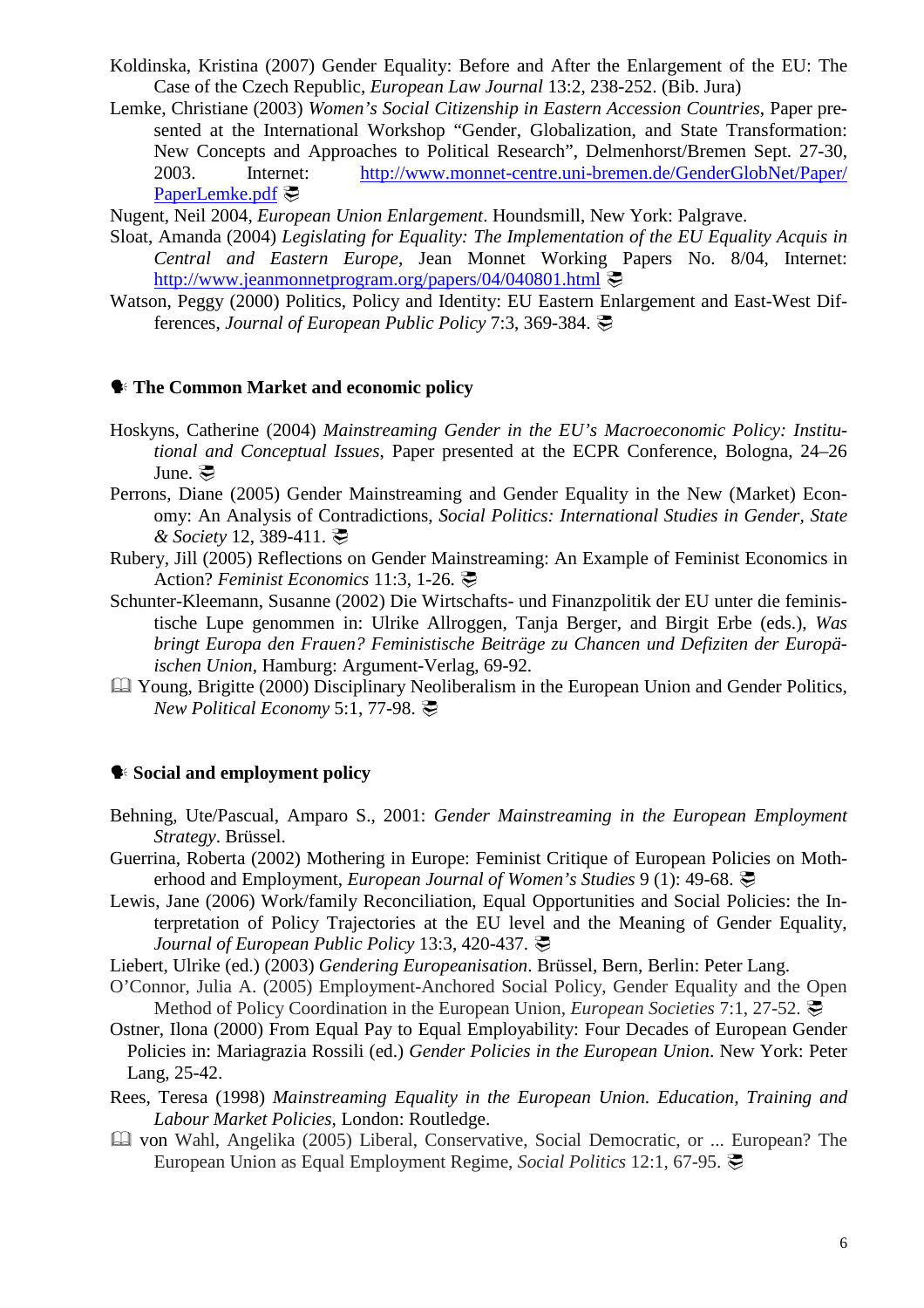Koldinska, Kristina (2007) Gender Equality: Before and After the Enlargement of the EU: The Case of the Czech Republic, *European Law Journal* 13:2, 238-252. (Bib. Jura)

Lemke, Christiane (2003) *Women's Social Citizenship in Eastern Accession Countries*, Paper presented at the International Workshop "Gender, Globalization, and State Transformation: New Concepts and Approaches to Political Research", Delmenhorst/Bremen Sept. 27-30, 2003. Internet: http://www.monnet-centre.uni-bremen.de/GenderGlobNet/Paper/PaperLemke.pdf

Nugent, Neil 2004, *European Union Enlargement*. Houndsmill, New York: Palgrave.

Sloat, Amanda (2004) *Legislating for Equality: The Implementation of the EU Equality Acquis in Central and Eastern Europe*, Jean Monnet Working Papers No. 8/04, Internet: http://www.jeanmonnetprogram.org/papers/04/040801.html

Watson, Peggy (2000) Politics, Policy and Identity: EU Eastern Enlargement and East-West Differences, *Journal of European Public Policy* 7:3, 369-384.

### The Common Market and economic policy

Hoskyns, Catherine (2004) *Mainstreaming Gender in the EU's Macroeconomic Policy: Institutional and Conceptual Issues*, Paper presented at the ECPR Conference, Bologna, 24–26 June.

Perrons, Diane (2005) Gender Mainstreaming and Gender Equality in the New (Market) Economy: An Analysis of Contradictions, *Social Politics: International Studies in Gender, State & Society* 12, 389-411.

Rubery, Jill (2005) Reflections on Gender Mainstreaming: An Example of Feminist Economics in Action? *Feminist Economics* 11:3, 1-26.

Schunter-Kleemann, Susanne (2002) Die Wirtschafts- und Finanzpolitik der EU unter die feministische Lupe genommen in: Ulrike Allroggen, Tanja Berger, and Birgit Erbe (eds.), *Was bringt Europa den Frauen? Feministische Beiträge zu Chancen und Defiziten der Europäischen Union*, Hamburg: Argument-Verlag, 69-92.

Young, Brigitte (2000) Disciplinary Neoliberalism in the European Union and Gender Politics, *New Political Economy* 5:1, 77-98.

### Social and employment policy

Behning, Ute/Pascual, Amparo S., 2001: *Gender Mainstreaming in the European Employment Strategy*. Brüssel.

Guerrina, Roberta (2002) Mothering in Europe: Feminist Critique of European Policies on Motherhood and Employment, *European Journal of Women's Studies* 9 (1): 49-68.

Lewis, Jane (2006) Work/family Reconciliation, Equal Opportunities and Social Policies: the Interpretation of Policy Trajectories at the EU level and the Meaning of Gender Equality, *Journal of European Public Policy* 13:3, 420-437.

Liebert, Ulrike (ed.) (2003) *Gendering Europeanisation*. Brüssel, Bern, Berlin: Peter Lang.

O'Connor, Julia A. (2005) Employment-Anchored Social Policy, Gender Equality and the Open Method of Policy Coordination in the European Union, *European Societies* 7:1, 27-52.

Ostner, Ilona (2000) From Equal Pay to Equal Employability: Four Decades of European Gender Policies in: Mariagrazia Rossili (ed.) *Gender Policies in the European Union*. New York: Peter Lang, 25-42.

Rees, Teresa (1998) *Mainstreaming Equality in the European Union. Education, Training and Labour Market Policies*, London: Routledge.

von Wahl, Angelika (2005) Liberal, Conservative, Social Democratic, or ... European? The European Union as Equal Employment Regime, *Social Politics* 12:1, 67-95.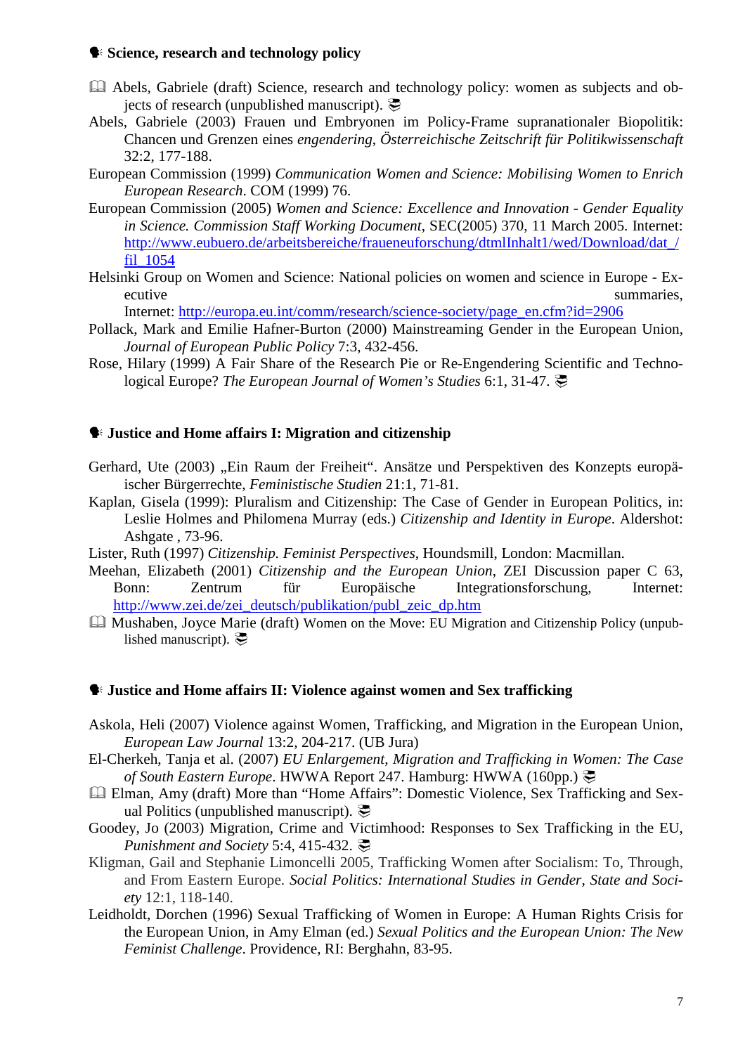### 🗣 Science, research and technology policy

📖 Abels, Gabriele (draft) Science, research and technology policy: women as subjects and objects of research (unpublished manuscript). 📚

Abels, Gabriele (2003) Frauen und Embryonen im Policy-Frame supranationaler Biopolitik: Chancen und Grenzen eines *engendering*, *Österreichische Zeitschrift für Politikwissenschaft* 32:2, 177-188.

European Commission (1999) *Communication Women and Science: Mobilising Women to Enrich European Research*. COM (1999) 76.

European Commission (2005) *Women and Science: Excellence and Innovation - Gender Equality in Science. Commission Staff Working Document*, SEC(2005) 370, 11 March 2005. Internet: http://www.eubuero.de/arbeitsbereiche/fraueneuforschung/dtmlInhalt1/wed/Download/dat_/fil_1054

Helsinki Group on Women and Science: National policies on women and science in Europe - Executive summaries, Internet: http://europa.eu.int/comm/research/science-society/page_en.cfm?id=2906

Pollack, Mark and Emilie Hafner-Burton (2000) Mainstreaming Gender in the European Union, *Journal of European Public Policy* 7:3, 432-456.

Rose, Hilary (1999) A Fair Share of the Research Pie or Re-Engendering Scientific and Technological Europe? *The European Journal of Women's Studies* 6:1, 31-47. 📚

### 🗣 Justice and Home affairs I: Migration and citizenship

Gerhard, Ute (2003) „Ein Raum der Freiheit". Ansätze und Perspektiven des Konzepts europäischer Bürgerrechte, *Feministische Studien* 21:1, 71-81.

Kaplan, Gisela (1999): Pluralism and Citizenship: The Case of Gender in European Politics, in: Leslie Holmes and Philomena Murray (eds.) *Citizenship and Identity in Europe*. Aldershot: Ashgate , 73-96.

Lister, Ruth (1997) *Citizenship. Feminist Perspectives*, Houndsmill, London: Macmillan.

Meehan, Elizabeth (2001) *Citizenship and the European Union*, ZEI Discussion paper C 63, Bonn: Zentrum für Europäische Integrationsforschung, Internet: http://www.zei.de/zei_deutsch/publikation/publ_zeic_dp.htm

📖 Mushaben, Joyce Marie (draft) Women on the Move: EU Migration and Citizenship Policy (unpublished manuscript). 📚

### 🗣 Justice and Home affairs II: Violence against women and Sex trafficking

Askola, Heli (2007) Violence against Women, Trafficking, and Migration in the European Union, *European Law Journal* 13:2, 204-217. (UB Jura)

El-Cherkeh, Tanja et al. (2007) *EU Enlargement, Migration and Trafficking in Women: The Case of South Eastern Europe*. HWWA Report 247. Hamburg: HWWA (160pp.) 📚

📖 Elman, Amy (draft) More than "Home Affairs": Domestic Violence, Sex Trafficking and Sexual Politics (unpublished manuscript). 📚

Goodey, Jo (2003) Migration, Crime and Victimhood: Responses to Sex Trafficking in the EU, *Punishment and Society* 5:4, 415-432. 📚

Kligman, Gail and Stephanie Limoncelli 2005, Trafficking Women after Socialism: To, Through, and From Eastern Europe. *Social Politics: International Studies in Gender, State and Society* 12:1, 118-140.

Leidholdt, Dorchen (1996) Sexual Trafficking of Women in Europe: A Human Rights Crisis for the European Union, in Amy Elman (ed.) *Sexual Politics and the European Union: The New Feminist Challenge*. Providence, RI: Berghahn, 83-95.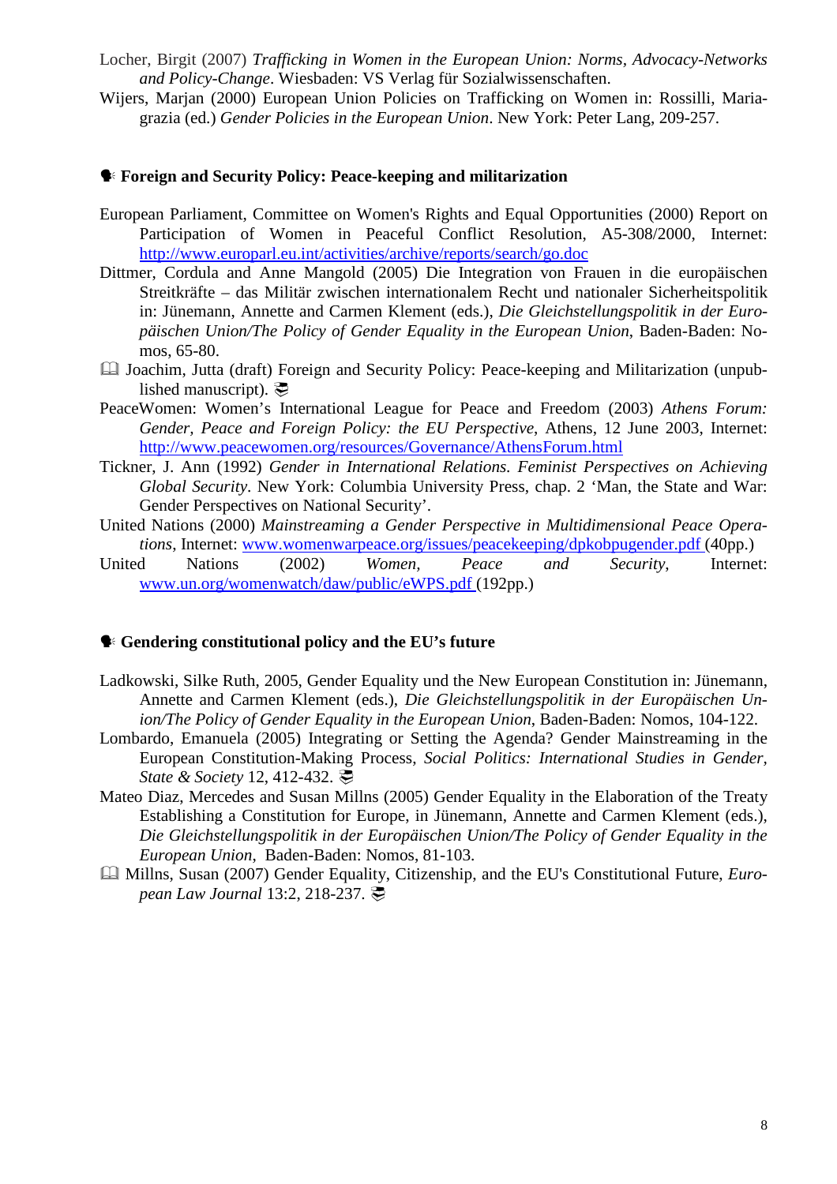Locher, Birgit (2007) *Trafficking in Women in the European Union: Norms, Advocacy-Networks and Policy-Change*. Wiesbaden: VS Verlag für Sozialwissenschaften.

Wijers, Marjan (2000) European Union Policies on Trafficking on Women in: Rossilli, Mariagrazia (ed.) *Gender Policies in the European Union*. New York: Peter Lang, 209-257.

## 🗣 Foreign and Security Policy: Peace-keeping and militarization

European Parliament, Committee on Women's Rights and Equal Opportunities (2000) Report on Participation of Women in Peaceful Conflict Resolution, A5-308/2000, Internet: http://www.europarl.eu.int/activities/archive/reports/search/go.doc

Dittmer, Cordula and Anne Mangold (2005) Die Integration von Frauen in die europäischen Streitkräfte – das Militär zwischen internationalem Recht und nationaler Sicherheitspolitik in: Jünemann, Annette and Carmen Klement (eds.), *Die Gleichstellungspolitik in der Europäischen Union/The Policy of Gender Equality in the European Union*, Baden-Baden: Nomos, 65-80.

🕮 Joachim, Jutta (draft) Foreign and Security Policy: Peace-keeping and Militarization (unpublished manuscript). 📚

PeaceWomen: Women's International League for Peace and Freedom (2003) *Athens Forum: Gender, Peace and Foreign Policy: the EU Perspective*, Athens, 12 June 2003, Internet: http://www.peacewomen.org/resources/Governance/AthensForum.html

Tickner, J. Ann (1992) *Gender in International Relations. Feminist Perspectives on Achieving Global Security*. New York: Columbia University Press, chap. 2 'Man, the State and War: Gender Perspectives on National Security'.

United Nations (2000) *Mainstreaming a Gender Perspective in Multidimensional Peace Operations*, Internet: www.womenwarpeace.org/issues/peacekeeping/dpkobpugender.pdf (40pp.)

United Nations (2002) *Women, Peace and Security*, Internet: www.un.org/womenwatch/daw/public/eWPS.pdf (192pp.)

## 🗣 Gendering constitutional policy and the EU's future

Ladkowski, Silke Ruth, 2005, Gender Equality und the New European Constitution in: Jünemann, Annette and Carmen Klement (eds.), *Die Gleichstellungspolitik in der Europäischen Union/The Policy of Gender Equality in the European Union*, Baden-Baden: Nomos, 104-122.

Lombardo, Emanuela (2005) Integrating or Setting the Agenda? Gender Mainstreaming in the European Constitution-Making Process, *Social Politics: International Studies in Gender, State & Society* 12, 412-432. 📚

Mateo Diaz, Mercedes and Susan Millns (2005) Gender Equality in the Elaboration of the Treaty Establishing a Constitution for Europe, in Jünemann, Annette and Carmen Klement (eds.), *Die Gleichstellungspolitik in der Europäischen Union/The Policy of Gender Equality in the European Union*, Baden-Baden: Nomos, 81-103.

🕮 Millns, Susan (2007) Gender Equality, Citizenship, and the EU's Constitutional Future, *European Law Journal* 13:2, 218-237. 📚